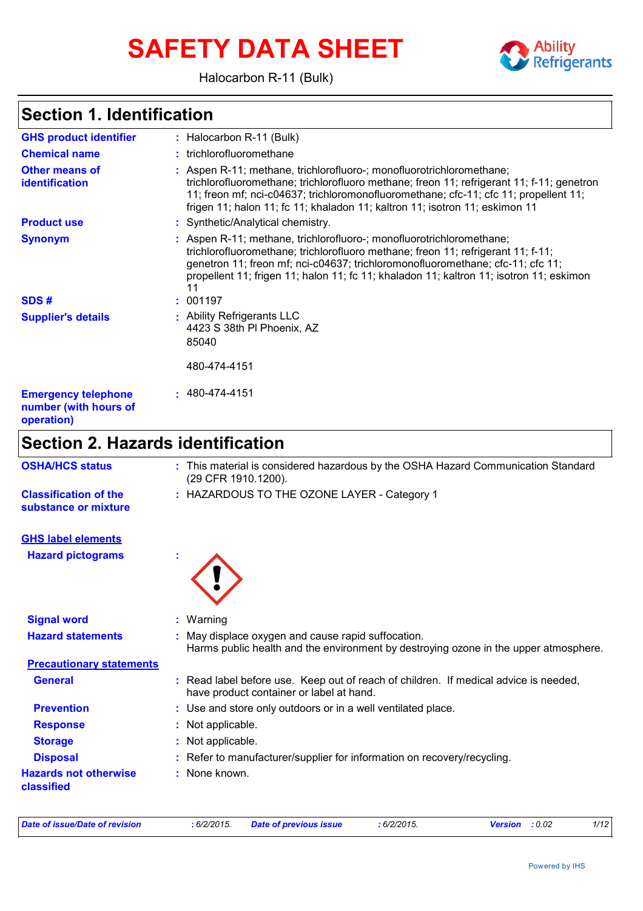# SAFETY DATA SHEET

Halocarbon R-11 (Bulk)

## Section 1. Identification

**GHS product identifier** : Halocarbon R-11 (Bulk)

**Chemical name** : trichlorofluoromethane

**Other means of identification** : Aspen R-11; methane, trichlorofluoro-; monofluorotrichloromethane; trichlorofluoromethane; trichlorofluoro methane; freon 11; refrigerant 11; f-11; genetron 11; freon mf; nci-c04637; trichloromonofluoromethane; cfc-11; cfc 11; propellent 11; frigen 11; halon 11; fc 11; khaladon 11; kaltron 11; isotron 11; eskimon 11

**Product use** : Synthetic/Analytical chemistry.

**Synonym** : Aspen R-11; methane, trichlorofluoro-; monofluorotrichloromethane; trichlorofluoromethane; trichlorofluoro methane; freon 11; refrigerant 11; f-11; genetron 11; freon mf; nci-c04637; trichloromonofluoromethane; cfc-11; cfc 11; propellent 11; frigen 11; halon 11; fc 11; khaladon 11; kaltron 11; isotron 11; eskimon 11

**SDS #** : 001197

**Supplier's details** : Ability Refrigerants LLC
4423 S 38th Pl Phoenix, AZ
85040

480-474-4151

**Emergency telephone number (with hours of operation)** : 480-474-4151

## Section 2. Hazards identification

**OSHA/HCS status** : This material is considered hazardous by the OSHA Hazard Communication Standard (29 CFR 1910.1200).

**Classification of the substance or mixture** : HAZARDOUS TO THE OZONE LAYER - Category 1

**GHS label elements**

**Hazard pictograms** :

**Signal word** : Warning

**Hazard statements** : May displace oxygen and cause rapid suffocation.
Harms public health and the environment by destroying ozone in the upper atmosphere.

**Precautionary statements**

**General** : Read label before use. Keep out of reach of children. If medical advice is needed, have product container or label at hand.

**Prevention** : Use and store only outdoors or in a well ventilated place.

**Response** : Not applicable.

**Storage** : Not applicable.

**Disposal** : Refer to manufacturer/supplier for information on recovery/recycling.

**Hazards not otherwise classified** : None known.

*Date of issue/Date of revision* : 6/2/2015. *Date of previous issue* : 6/2/2015. *Version* : 0.02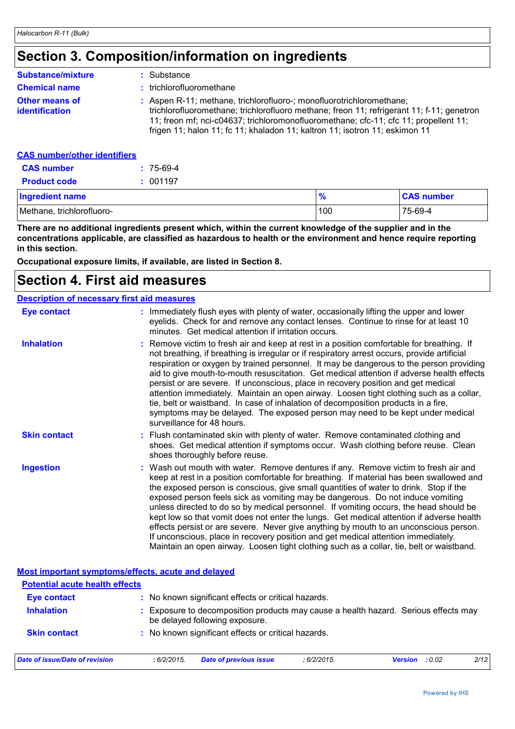# Section 3. Composition/information on ingredients

**Substance/mixture** : Substance

**Chemical name** : trichlorofluoromethane

**Other means of identification** : Aspen R-11; methane, trichlorofluoro-; monofluorotrichloromethane; trichlorofluoromethane; trichlorofluoro methane; freon 11; refrigerant 11; f-11; genetron 11; freon mf; nci-c04637; trichloromonofluoromethane; cfc-11; cfc 11; propellent 11; frigen 11; halon 11; fc 11; khaladon 11; kaltron 11; isotron 11; eskimon 11

**CAS number/other identifiers**

**CAS number** : 75-69-4

**Product code** : 001197

| Ingredient name | % | CAS number |
|---|---|---|
| Methane, trichlorofluoro- | 100 | 75-69-4 |

**There are no additional ingredients present which, within the current knowledge of the supplier and in the concentrations applicable, are classified as hazardous to health or the environment and hence require reporting in this section.**

**Occupational exposure limits, if available, are listed in Section 8.**

# Section 4. First aid measures

**Description of necessary first aid measures**

**Eye contact** : Immediately flush eyes with plenty of water, occasionally lifting the upper and lower eyelids. Check for and remove any contact lenses. Continue to rinse for at least 10 minutes. Get medical attention if irritation occurs.

**Inhalation** : Remove victim to fresh air and keep at rest in a position comfortable for breathing. If not breathing, if breathing is irregular or if respiratory arrest occurs, provide artificial respiration or oxygen by trained personnel. It may be dangerous to the person providing aid to give mouth-to-mouth resuscitation. Get medical attention if adverse health effects persist or are severe. If unconscious, place in recovery position and get medical attention immediately. Maintain an open airway. Loosen tight clothing such as a collar, tie, belt or waistband. In case of inhalation of decomposition products in a fire, symptoms may be delayed. The exposed person may need to be kept under medical surveillance for 48 hours.

**Skin contact** : Flush contaminated skin with plenty of water. Remove contaminated clothing and shoes. Get medical attention if symptoms occur. Wash clothing before reuse. Clean shoes thoroughly before reuse.

**Ingestion** : Wash out mouth with water. Remove dentures if any. Remove victim to fresh air and keep at rest in a position comfortable for breathing. If material has been swallowed and the exposed person is conscious, give small quantities of water to drink. Stop if the exposed person feels sick as vomiting may be dangerous. Do not induce vomiting unless directed to do so by medical personnel. If vomiting occurs, the head should be kept low so that vomit does not enter the lungs. Get medical attention if adverse health effects persist or are severe. Never give anything by mouth to an unconscious person. If unconscious, place in recovery position and get medical attention immediately. Maintain an open airway. Loosen tight clothing such as a collar, tie, belt or waistband.

**Most important symptoms/effects, acute and delayed**

**Potential acute health effects**

**Eye contact** : No known significant effects or critical hazards.

**Inhalation** : Exposure to decomposition products may cause a health hazard. Serious effects may be delayed following exposure.

**Skin contact** : No known significant effects or critical hazards.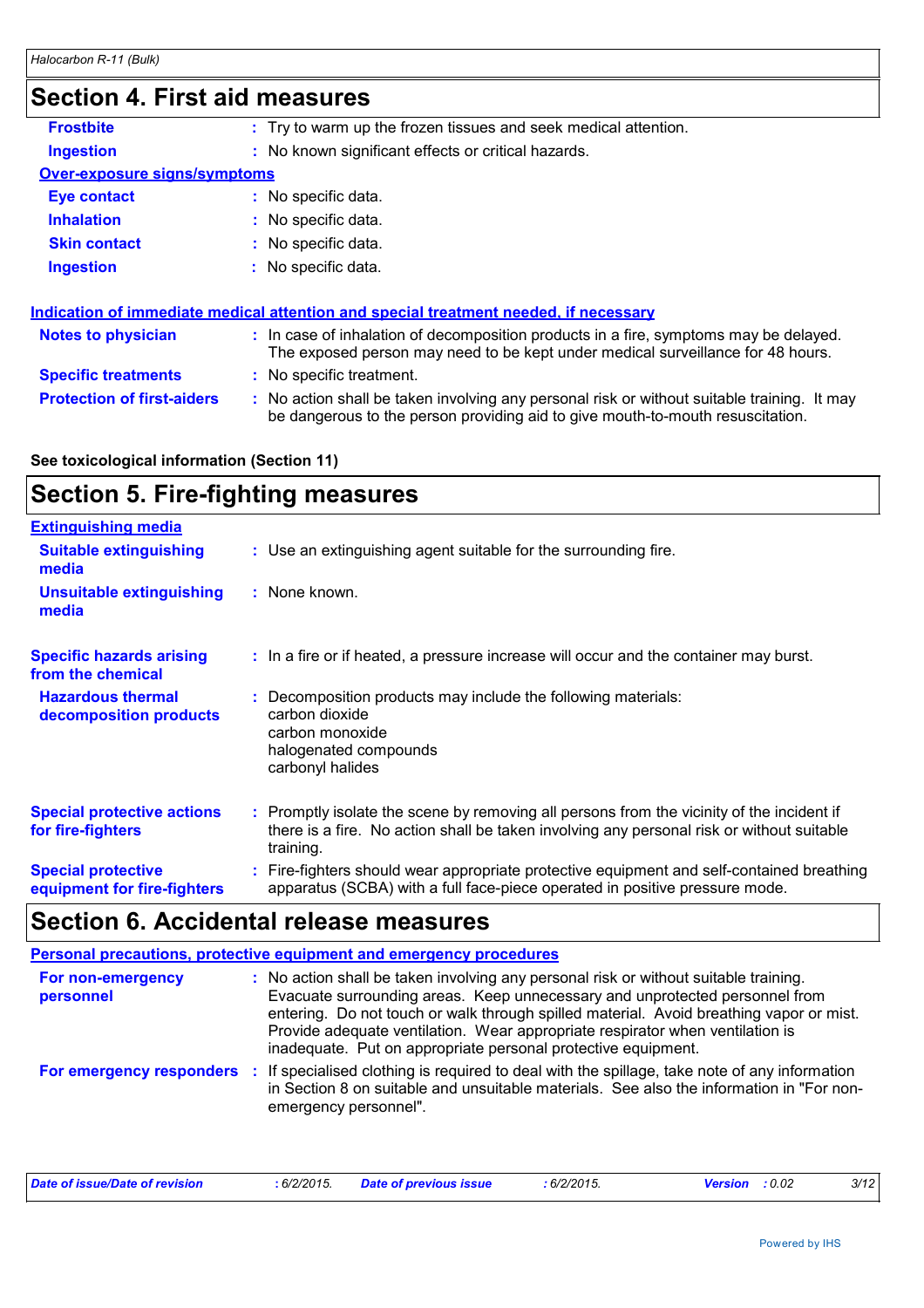## Section 4. First aid measures

| | |
|---|---|
| **Frostbite** | : Try to warm up the frozen tissues and seek medical attention. |
| **Ingestion** | : No known significant effects or critical hazards. |

**Over-exposure signs/symptoms**

| | |
|---|---|
| **Eye contact** | : No specific data. |
| **Inhalation** | : No specific data. |
| **Skin contact** | : No specific data. |
| **Ingestion** | : No specific data. |

**Indication of immediate medical attention and special treatment needed, if necessary**

| | |
|---|---|
| **Notes to physician** | : In case of inhalation of decomposition products in a fire, symptoms may be delayed. The exposed person may need to be kept under medical surveillance for 48 hours. |
| **Specific treatments** | : No specific treatment. |
| **Protection of first-aiders** | : No action shall be taken involving any personal risk or without suitable training. It may be dangerous to the person providing aid to give mouth-to-mouth resuscitation. |

**See toxicological information (Section 11)**

## Section 5. Fire-fighting measures

**Extinguishing media**

| | |
|---|---|
| **Suitable extinguishing media** | : Use an extinguishing agent suitable for the surrounding fire. |
| **Unsuitable extinguishing media** | : None known. |
| **Specific hazards arising from the chemical** | : In a fire or if heated, a pressure increase will occur and the container may burst. |
| **Hazardous thermal decomposition products** | : Decomposition products may include the following materials: carbon dioxide, carbon monoxide, halogenated compounds, carbonyl halides |
| **Special protective actions for fire-fighters** | : Promptly isolate the scene by removing all persons from the vicinity of the incident if there is a fire. No action shall be taken involving any personal risk or without suitable training. |
| **Special protective equipment for fire-fighters** | : Fire-fighters should wear appropriate protective equipment and self-contained breathing apparatus (SCBA) with a full face-piece operated in positive pressure mode. |

## Section 6. Accidental release measures

**Personal precautions, protective equipment and emergency procedures**

| | |
|---|---|
| **For non-emergency personnel** | : No action shall be taken involving any personal risk or without suitable training. Evacuate surrounding areas. Keep unnecessary and unprotected personnel from entering. Do not touch or walk through spilled material. Avoid breathing vapor or mist. Provide adequate ventilation. Wear appropriate respirator when ventilation is inadequate. Put on appropriate personal protective equipment. |
| **For emergency responders** | : If specialised clothing is required to deal with the spillage, take note of any information in Section 8 on suitable and unsuitable materials. See also the information in "For non-emergency personnel". |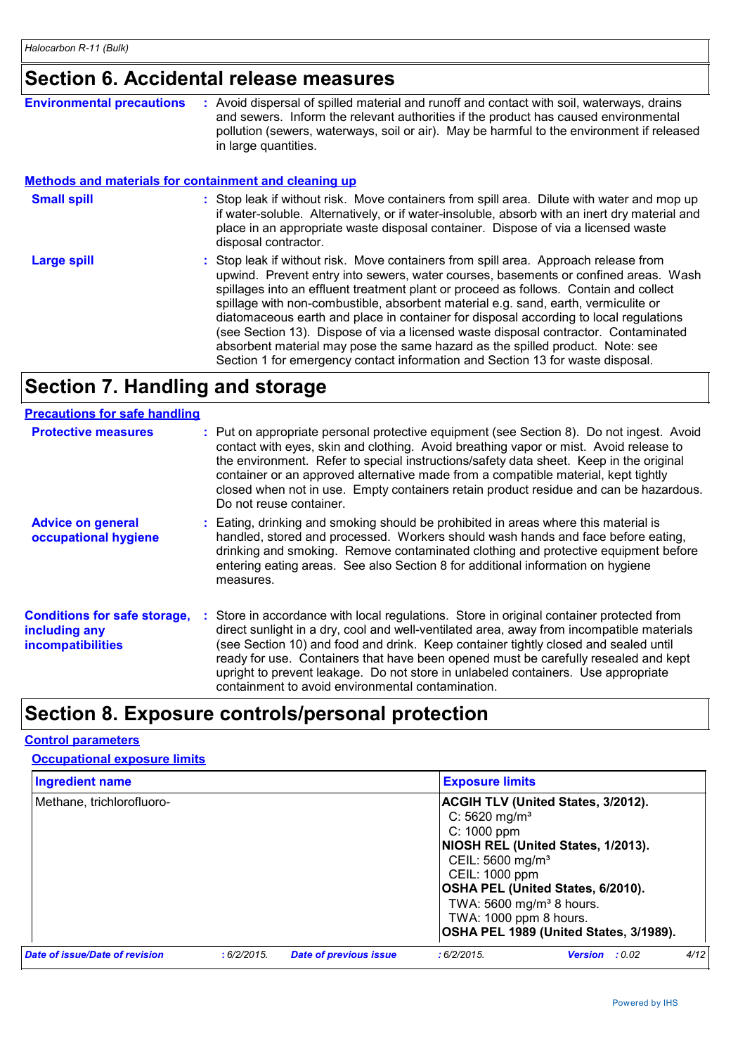## Section 6. Accidental release measures

**Environmental precautions** : Avoid dispersal of spilled material and runoff and contact with soil, waterways, drains and sewers. Inform the relevant authorities if the product has caused environmental pollution (sewers, waterways, soil or air). May be harmful to the environment if released in large quantities.

### Methods and materials for containment and cleaning up

**Small spill** : Stop leak if without risk. Move containers from spill area. Dilute with water and mop up if water-soluble. Alternatively, or if water-insoluble, absorb with an inert dry material and place in an appropriate waste disposal container. Dispose of via a licensed waste disposal contractor.

**Large spill** : Stop leak if without risk. Move containers from spill area. Approach release from upwind. Prevent entry into sewers, water courses, basements or confined areas. Wash spillages into an effluent treatment plant or proceed as follows. Contain and collect spillage with non-combustible, absorbent material e.g. sand, earth, vermiculite or diatomaceous earth and place in container for disposal according to local regulations (see Section 13). Dispose of via a licensed waste disposal contractor. Contaminated absorbent material may pose the same hazard as the spilled product. Note: see Section 1 for emergency contact information and Section 13 for waste disposal.

## Section 7. Handling and storage

### Precautions for safe handling

**Protective measures** : Put on appropriate personal protective equipment (see Section 8). Do not ingest. Avoid contact with eyes, skin and clothing. Avoid breathing vapor or mist. Avoid release to the environment. Refer to special instructions/safety data sheet. Keep in the original container or an approved alternative made from a compatible material, kept tightly closed when not in use. Empty containers retain product residue and can be hazardous. Do not reuse container.

**Advice on general occupational hygiene** : Eating, drinking and smoking should be prohibited in areas where this material is handled, stored and processed. Workers should wash hands and face before eating, drinking and smoking. Remove contaminated clothing and protective equipment before entering eating areas. See also Section 8 for additional information on hygiene measures.

**Conditions for safe storage, including any incompatibilities** : Store in accordance with local regulations. Store in original container protected from direct sunlight in a dry, cool and well-ventilated area, away from incompatible materials (see Section 10) and food and drink. Keep container tightly closed and sealed until ready for use. Containers that have been opened must be carefully resealed and kept upright to prevent leakage. Do not store in unlabeled containers. Use appropriate containment to avoid environmental contamination.

## Section 8. Exposure controls/personal protection

### Control parameters

#### Occupational exposure limits

| Ingredient name | Exposure limits |
| --- | --- |
| Methane, trichlorofluoro- | **ACGIH TLV (United States, 3/2012).**<br>C: 5620 mg/m³<br>C: 1000 ppm<br>**NIOSH REL (United States, 1/2013).**<br>CEIL: 5600 mg/m³<br>CEIL: 1000 ppm<br>**OSHA PEL (United States, 6/2010).**<br>TWA: 5600 mg/m³ 8 hours.<br>TWA: 1000 ppm 8 hours.<br>**OSHA PEL 1989 (United States, 3/1989).** |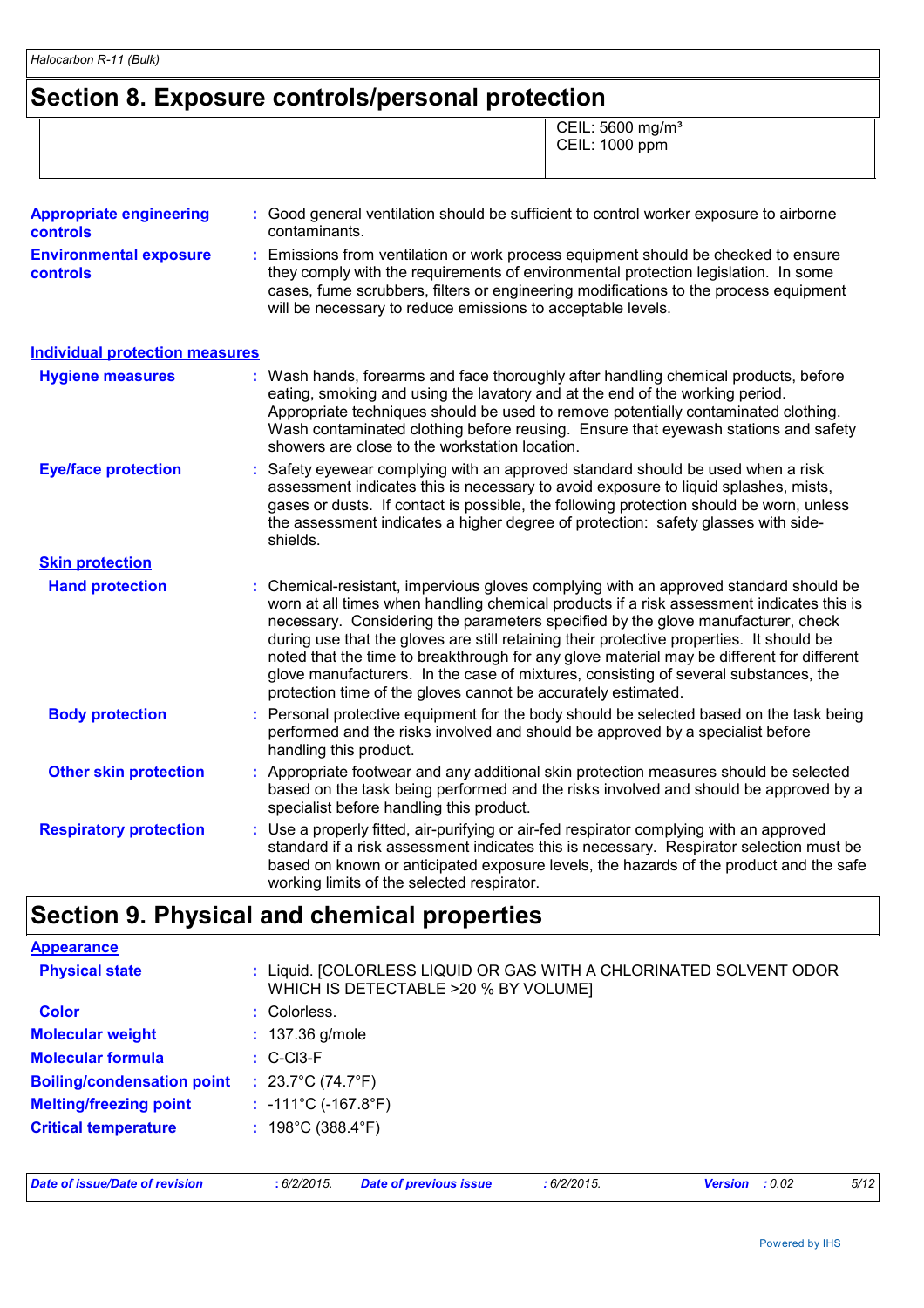## Section 8. Exposure controls/personal protection

| | |
|---|---|
| | CEIL: 5600 mg/m³<br>CEIL: 1000 ppm |

**Appropriate engineering controls** : Good general ventilation should be sufficient to control worker exposure to airborne contaminants.

**Environmental exposure controls** : Emissions from ventilation or work process equipment should be checked to ensure they comply with the requirements of environmental protection legislation. In some cases, fume scrubbers, filters or engineering modifications to the process equipment will be necessary to reduce emissions to acceptable levels.

### Individual protection measures

**Hygiene measures** : Wash hands, forearms and face thoroughly after handling chemical products, before eating, smoking and using the lavatory and at the end of the working period. Appropriate techniques should be used to remove potentially contaminated clothing. Wash contaminated clothing before reusing. Ensure that eyewash stations and safety showers are close to the workstation location.

**Eye/face protection** : Safety eyewear complying with an approved standard should be used when a risk assessment indicates this is necessary to avoid exposure to liquid splashes, mists, gases or dusts. If contact is possible, the following protection should be worn, unless the assessment indicates a higher degree of protection: safety glasses with side-shields.

#### Skin protection

**Hand protection** : Chemical-resistant, impervious gloves complying with an approved standard should be worn at all times when handling chemical products if a risk assessment indicates this is necessary. Considering the parameters specified by the glove manufacturer, check during use that the gloves are still retaining their protective properties. It should be noted that the time to breakthrough for any glove material may be different for different glove manufacturers. In the case of mixtures, consisting of several substances, the protection time of the gloves cannot be accurately estimated.

**Body protection** : Personal protective equipment for the body should be selected based on the task being performed and the risks involved and should be approved by a specialist before handling this product.

**Other skin protection** : Appropriate footwear and any additional skin protection measures should be selected based on the task being performed and the risks involved and should be approved by a specialist before handling this product.

**Respiratory protection** : Use a properly fitted, air-purifying or air-fed respirator complying with an approved standard if a risk assessment indicates this is necessary. Respirator selection must be based on known or anticipated exposure levels, the hazards of the product and the safe working limits of the selected respirator.

## Section 9. Physical and chemical properties

### Appearance

**Physical state** : Liquid. [COLORLESS LIQUID OR GAS WITH A CHLORINATED SOLVENT ODOR WHICH IS DETECTABLE >20 % BY VOLUME]

**Color** : Colorless.

**Molecular weight** : 137.36 g/mole

**Molecular formula** : C-Cl3-F

**Boiling/condensation point** : 23.7°C (74.7°F)

**Melting/freezing point** : -111°C (-167.8°F)

**Critical temperature** : 198°C (388.4°F)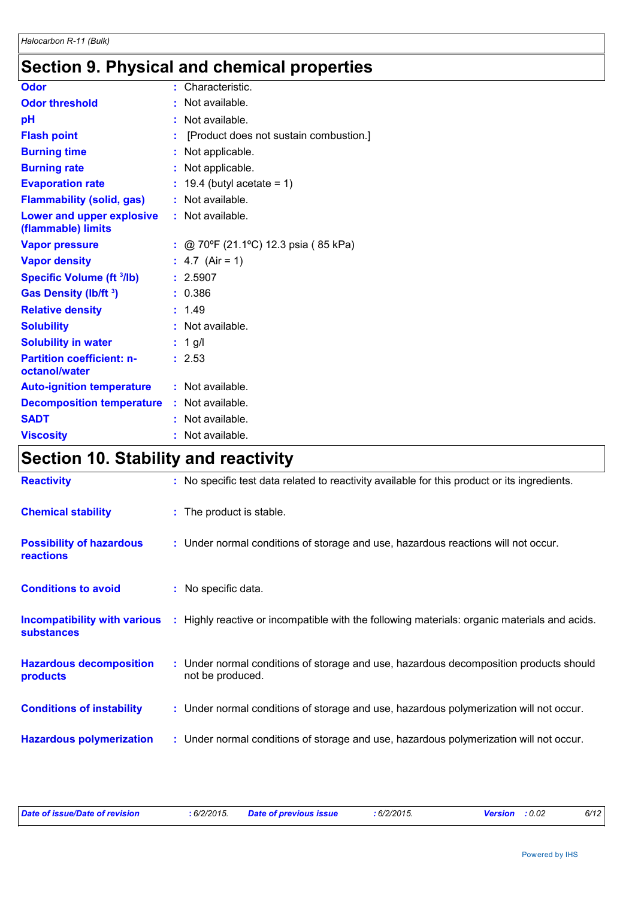## Section 9. Physical and chemical properties

| | |
|---|---|
| **Odor** | : Characteristic. |
| **Odor threshold** | : Not available. |
| **pH** | : Not available. |
| **Flash point** | : [Product does not sustain combustion.] |
| **Burning time** | : Not applicable. |
| **Burning rate** | : Not applicable. |
| **Evaporation rate** | : 19.4 (butyl acetate = 1) |
| **Flammability (solid, gas)** | : Not available. |
| **Lower and upper explosive (flammable) limits** | : Not available. |
| **Vapor pressure** | : @ 70ºF (21.1ºC) 12.3 psia ( 85 kPa) |
| **Vapor density** | : 4.7 (Air = 1) |
| **Specific Volume ($ft^3/lb$)** | : 2.5907 |
| **Gas Density ($lb/ft^3$)** | : 0.386 |
| **Relative density** | : 1.49 |
| **Solubility** | : Not available. |
| **Solubility in water** | : 1 g/l |
| **Partition coefficient: n-octanol/water** | : 2.53 |
| **Auto-ignition temperature** | : Not available. |
| **Decomposition temperature** | : Not available. |
| **SADT** | : Not available. |
| **Viscosity** | : Not available. |

## Section 10. Stability and reactivity

| | |
|---|---|
| **Reactivity** | : No specific test data related to reactivity available for this product or its ingredients. |
| **Chemical stability** | : The product is stable. |
| **Possibility of hazardous reactions** | : Under normal conditions of storage and use, hazardous reactions will not occur. |
| **Conditions to avoid** | : No specific data. |
| **Incompatibility with various substances** | : Highly reactive or incompatible with the following materials: organic materials and acids. |
| **Hazardous decomposition products** | : Under normal conditions of storage and use, hazardous decomposition products should not be produced. |
| **Conditions of instability** | : Under normal conditions of storage and use, hazardous polymerization will not occur. |
| **Hazardous polymerization** | : Under normal conditions of storage and use, hazardous polymerization will not occur. |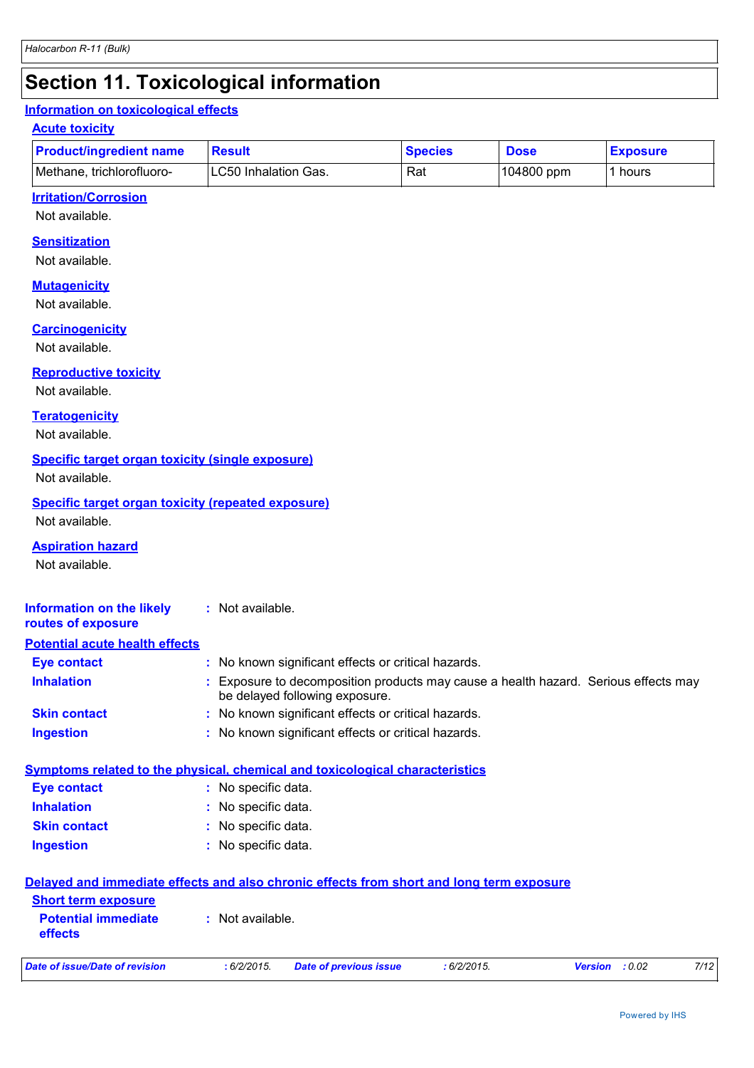# Section 11. Toxicological information

## Information on toxicological effects

### Acute toxicity

| Product/ingredient name | Result | Species | Dose | Exposure |
|---|---|---|---|---|
| Methane, trichlorofluoro- | LC50 Inhalation Gas. | Rat | 104800 ppm | 1 hours |

### Irritation/Corrosion

Not available.

### Sensitization

Not available.

### Mutagenicity

Not available.

### Carcinogenicity

Not available.

### Reproductive toxicity

Not available.

### Teratogenicity

Not available.

### Specific target organ toxicity (single exposure)

Not available.

### Specific target organ toxicity (repeated exposure)

Not available.

### Aspiration hazard

Not available.

**Information on the likely routes of exposure** : Not available.

## Potential acute health effects

**Eye contact** : No known significant effects or critical hazards.

**Inhalation** : Exposure to decomposition products may cause a health hazard. Serious effects may be delayed following exposure.

**Skin contact** : No known significant effects or critical hazards.

**Ingestion** : No known significant effects or critical hazards.

## Symptoms related to the physical, chemical and toxicological characteristics

**Eye contact** : No specific data.

**Inhalation** : No specific data.

**Skin contact** : No specific data.

**Ingestion** : No specific data.

## Delayed and immediate effects and also chronic effects from short and long term exposure

### Short term exposure

**Potential immediate effects** : Not available.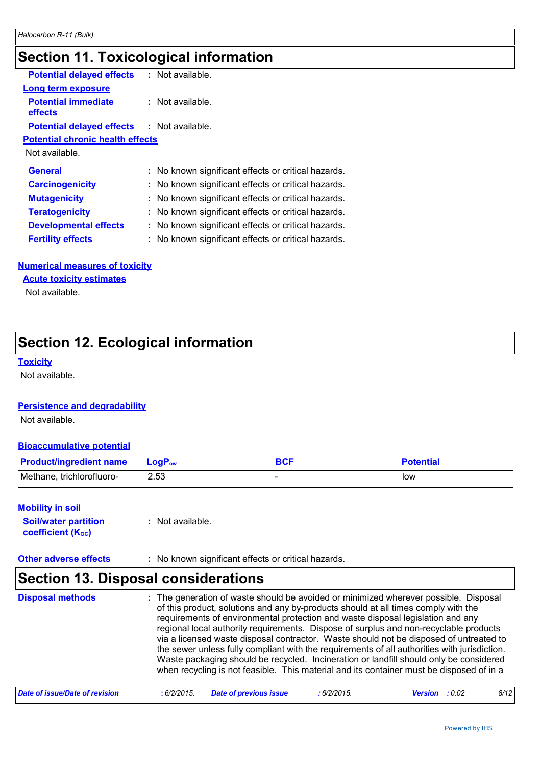# Section 11. Toxicological information

**Potential delayed effects** : Not available.

**Long term exposure**

**Potential immediate effects** : Not available.

**Potential delayed effects** : Not available.

**Potential chronic health effects**

Not available.

**General** : No known significant effects or critical hazards.

**Carcinogenicity** : No known significant effects or critical hazards.

**Mutagenicity** : No known significant effects or critical hazards.

**Teratogenicity** : No known significant effects or critical hazards.

**Developmental effects** : No known significant effects or critical hazards.

**Fertility effects** : No known significant effects or critical hazards.

**Numerical measures of toxicity**

**Acute toxicity estimates**

Not available.

# Section 12. Ecological information

**Toxicity**

Not available.

**Persistence and degradability**

Not available.

**Bioaccumulative potential**

| Product/ingredient name | $LogP_{ow}$ | BCF | Potential |
|---|---|---|---|
| Methane, trichlorofluoro- | 2.53 | - | low |

**Mobility in soil**

**Soil/water partition coefficient ($K_{OC}$)** : Not available.

**Other adverse effects** : No known significant effects or critical hazards.

# Section 13. Disposal considerations

**Disposal methods** : The generation of waste should be avoided or minimized wherever possible. Disposal of this product, solutions and any by-products should at all times comply with the requirements of environmental protection and waste disposal legislation and any regional local authority requirements. Dispose of surplus and non-recyclable products via a licensed waste disposal contractor. Waste should not be disposed of untreated to the sewer unless fully compliant with the requirements of all authorities with jurisdiction. Waste packaging should be recycled. Incineration or landfill should only be considered when recycling is not feasible. This material and its container must be disposed of in a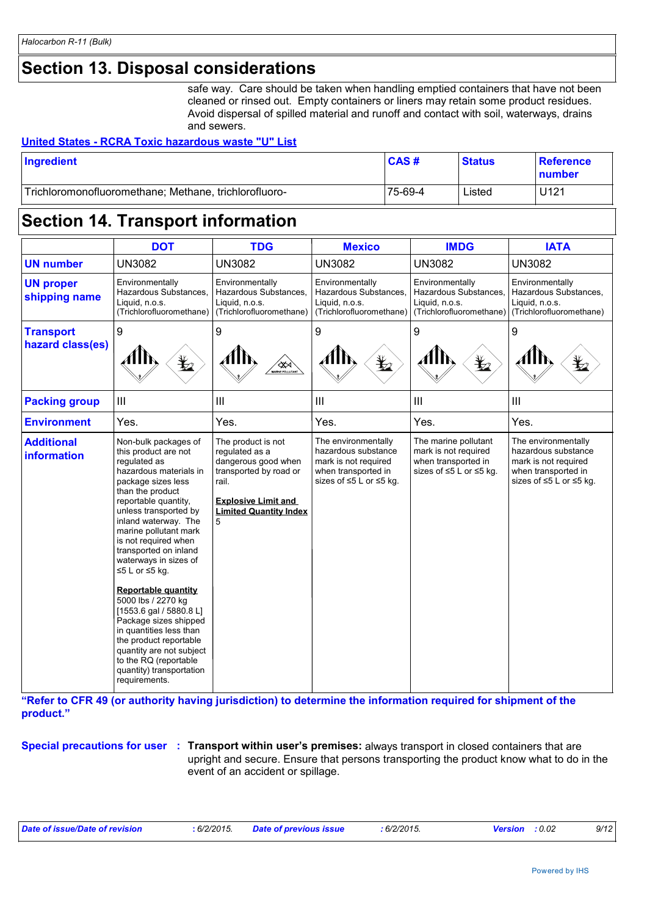## Section 13. Disposal considerations

safe way. Care should be taken when handling emptied containers that have not been cleaned or rinsed out. Empty containers or liners may retain some product residues. Avoid dispersal of spilled material and runoff and contact with soil, waterways, drains and sewers.

**United States - RCRA Toxic hazardous waste "U" List**

| Ingredient | CAS # | Status | Reference number |
| --- | --- | --- | --- |
| Trichloromonofluoromethane; Methane, trichlorofluoro- | 75-69-4 | Listed | U121 |

## Section 14. Transport information

| | DOT | TDG | Mexico | IMDG | IATA |
| --- | --- | --- | --- | --- | --- |
| **UN number** | UN3082 | UN3082 | UN3082 | UN3082 | UN3082 |
| **UN proper shipping name** | Environmentally Hazardous Substances, Liquid, n.o.s. (Trichlorofluoromethane) | Environmentally Hazardous Substances, Liquid, n.o.s. (Trichlorofluoromethane) | Environmentally Hazardous Substances, Liquid, n.o.s. (Trichlorofluoromethane) | Environmentally Hazardous Substances, Liquid, n.o.s. (Trichlorofluoromethane) | Environmentally Hazardous Substances, Liquid, n.o.s. (Trichlorofluoromethane) |
| **Transport hazard class(es)** | 9 | 9 | 9 | 9 | 9 |
| **Packing group** | III | III | III | III | III |
| **Environment** | Yes. | Yes. | Yes. | Yes. | Yes. |
| **Additional information** | Non-bulk packages of this product are not regulated as hazardous materials in package sizes less than the product reportable quantity, unless transported by inland waterway. The marine pollutant mark is not required when transported on inland waterways in sizes of ≤5 L or ≤5 kg.<br><br>**Reportable quantity**<br>5000 lbs / 2270 kg [1553.6 gal / 5880.8 L] Package sizes shipped in quantities less than the product reportable quantity are not subject to the RQ (reportable quantity) transportation requirements. | The product is not regulated as a dangerous good when transported by road or rail.<br><br>**Explosive Limit and Limited Quantity Index**<br>5 | The environmentally hazardous substance mark is not required when transported in sizes of ≤5 L or ≤5 kg. | The marine pollutant mark is not required when transported in sizes of ≤5 L or ≤5 kg. | The environmentally hazardous substance mark is not required when transported in sizes of ≤5 L or ≤5 kg. |

**"Refer to CFR 49 (or authority having jurisdiction) to determine the information required for shipment of the product."**

**Special precautions for user** : **Transport within user's premises:** always transport in closed containers that are upright and secure. Ensure that persons transporting the product know what to do in the event of an accident or spillage.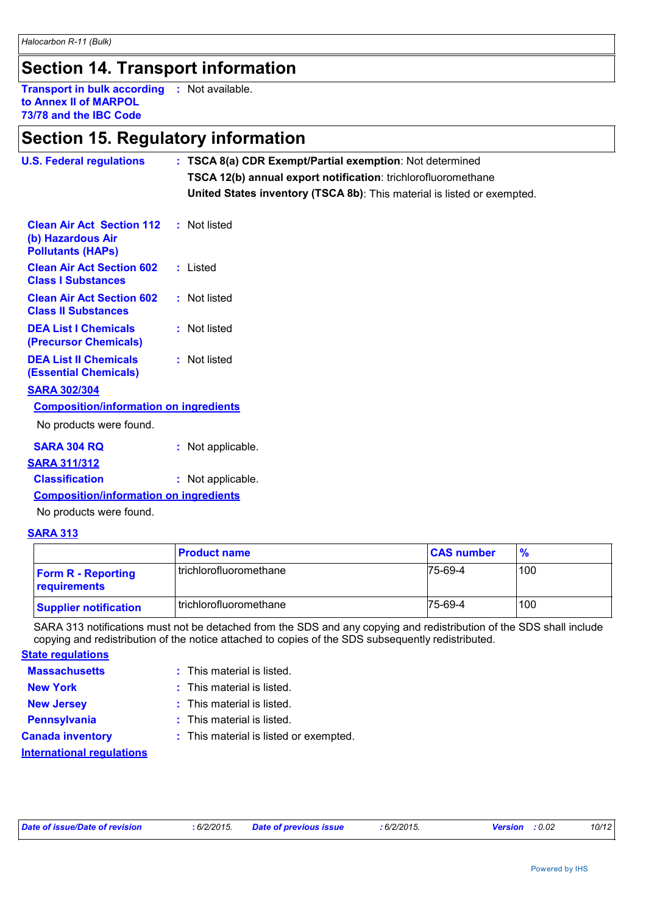## Section 14. Transport information

**Transport in bulk according to Annex II of MARPOL 73/78 and the IBC Code** : Not available.

## Section 15. Regulatory information

**U.S. Federal regulations** : **TSCA 8(a) CDR Exempt/Partial exemption**: Not determined

**TSCA 12(b) annual export notification**: trichlorofluoromethane

**United States inventory (TSCA 8b)**: This material is listed or exempted.

**Clean Air Act Section 112 (b) Hazardous Air Pollutants (HAPs)** : Not listed

**Clean Air Act Section 602 Class I Substances** : Listed

**Clean Air Act Section 602 Class II Substances** : Not listed

**DEA List I Chemicals (Precursor Chemicals)** : Not listed

**DEA List II Chemicals (Essential Chemicals)** : Not listed

**SARA 302/304**

**Composition/information on ingredients**

No products were found.

**SARA 304 RQ** : Not applicable.

**SARA 311/312**

**Classification** : Not applicable.

**Composition/information on ingredients**

No products were found.

**SARA 313**

| | Product name | CAS number | % |
|---|---|---|---|
| **Form R - Reporting requirements** | trichlorofluoromethane | 75-69-4 | 100 |
| **Supplier notification** | trichlorofluoromethane | 75-69-4 | 100 |

SARA 313 notifications must not be detached from the SDS and any copying and redistribution of the SDS shall include copying and redistribution of the notice attached to copies of the SDS subsequently redistributed.

**State regulations**

**Massachusetts** : This material is listed.

**New York** : This material is listed.

**New Jersey** : This material is listed.

**Pennsylvania** : This material is listed.

**Canada inventory** : This material is listed or exempted.

**International regulations**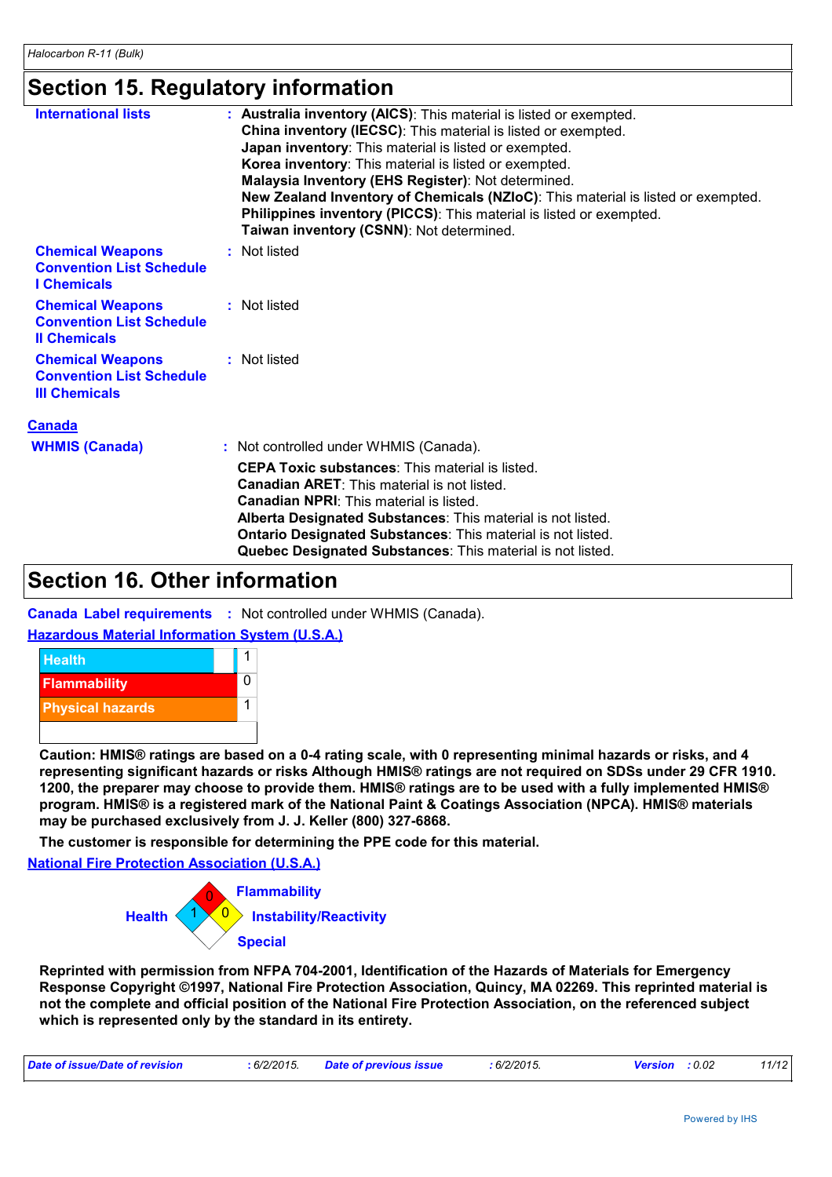## Section 15. Regulatory information

**International lists** : **Australia inventory (AICS)**: This material is listed or exempted.
**China inventory (IECSC)**: This material is listed or exempted.
**Japan inventory**: This material is listed or exempted.
**Korea inventory**: This material is listed or exempted.
**Malaysia Inventory (EHS Register)**: Not determined.
**New Zealand Inventory of Chemicals (NZIoC)**: This material is listed or exempted.
**Philippines inventory (PICCS)**: This material is listed or exempted.
**Taiwan inventory (CSNN)**: Not determined.

**Chemical Weapons Convention List Schedule I Chemicals** : Not listed

**Chemical Weapons Convention List Schedule II Chemicals** : Not listed

**Chemical Weapons Convention List Schedule III Chemicals** : Not listed

### Canada

**WHMIS (Canada)** : Not controlled under WHMIS (Canada).

**CEPA Toxic substances**: This material is listed.
**Canadian ARET**: This material is not listed.
**Canadian NPRI**: This material is listed.
**Alberta Designated Substances**: This material is not listed.
**Ontario Designated Substances**: This material is not listed.
**Quebec Designated Substances**: This material is not listed.

## Section 16. Other information

**Canada Label requirements** : Not controlled under WHMIS (Canada).

### Hazardous Material Information System (U.S.A.)

| | |
|---|---|
| Health | 1 |
| Flammability | 0 |
| Physical hazards | 1 |
| | |

**Caution: HMIS® ratings are based on a 0-4 rating scale, with 0 representing minimal hazards or risks, and 4 representing significant hazards or risks Although HMIS® ratings are not required on SDSs under 29 CFR 1910. 1200, the preparer may choose to provide them. HMIS® ratings are to be used with a fully implemented HMIS® program. HMIS® is a registered mark of the National Paint & Coatings Association (NPCA). HMIS® materials may be purchased exclusively from J. J. Keller (800) 327-6868.**

**The customer is responsible for determining the PPE code for this material.**

### National Fire Protection Association (U.S.A.)

Flammability: 0
Health: 1
Instability/Reactivity: 0
Special:

**Reprinted with permission from NFPA 704-2001, Identification of the Hazards of Materials for Emergency Response Copyright ©1997, National Fire Protection Association, Quincy, MA 02269. This reprinted material is not the complete and official position of the National Fire Protection Association, on the referenced subject which is represented only by the standard in its entirety.**

*Date of issue/Date of revision* : 6/2/2015. *Date of previous issue* : 6/2/2015. *Version* : 0.02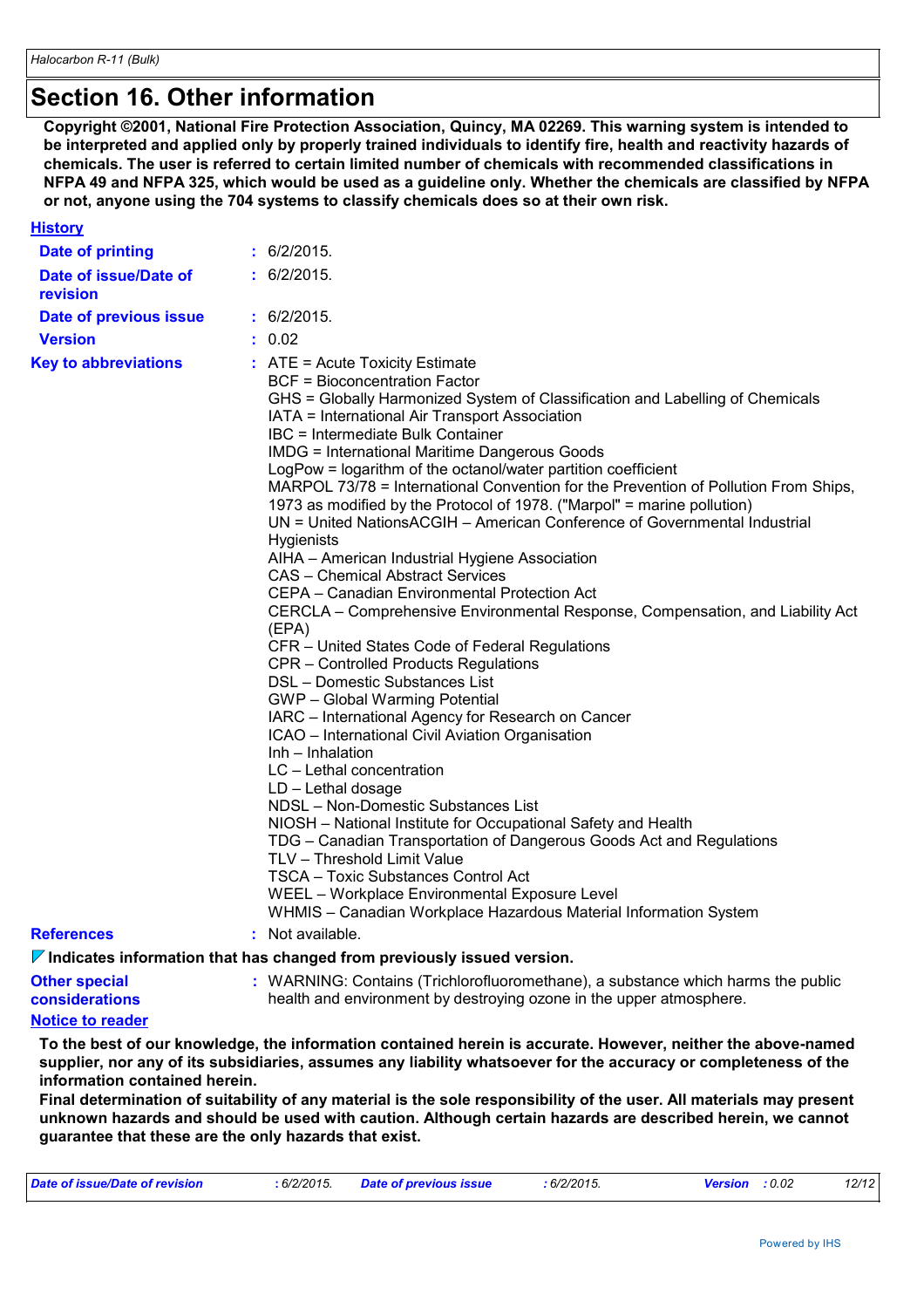# Section 16. Other information

**Copyright ©2001, National Fire Protection Association, Quincy, MA 02269. This warning system is intended to be interpreted and applied only by properly trained individuals to identify fire, health and reactivity hazards of chemicals. The user is referred to certain limited number of chemicals with recommended classifications in NFPA 49 and NFPA 325, which would be used as a guideline only. Whether the chemicals are classified by NFPA or not, anyone using the 704 systems to classify chemicals does so at their own risk.**

**History**

| | | |
|---|---|---|
| **Date of printing** | : | 6/2/2015. |
| **Date of issue/Date of revision** | : | 6/2/2015. |
| **Date of previous issue** | : | 6/2/2015. |
| **Version** | : | 0.02 |

**Key to abbreviations** : ATE = Acute Toxicity Estimate
BCF = Bioconcentration Factor
GHS = Globally Harmonized System of Classification and Labelling of Chemicals
IATA = International Air Transport Association
IBC = Intermediate Bulk Container
IMDG = International Maritime Dangerous Goods
LogPow = logarithm of the octanol/water partition coefficient
MARPOL 73/78 = International Convention for the Prevention of Pollution From Ships, 1973 as modified by the Protocol of 1978. ("Marpol" = marine pollution)
UN = United NationsACGIH – American Conference of Governmental Industrial Hygienists
AIHA – American Industrial Hygiene Association
CAS – Chemical Abstract Services
CEPA – Canadian Environmental Protection Act
CERCLA – Comprehensive Environmental Response, Compensation, and Liability Act (EPA)
CFR – United States Code of Federal Regulations
CPR – Controlled Products Regulations
DSL – Domestic Substances List
GWP – Global Warming Potential
IARC – International Agency for Research on Cancer
ICAO – International Civil Aviation Organisation
Inh – Inhalation
LC – Lethal concentration
LD – Lethal dosage
NDSL – Non-Domestic Substances List
NIOSH – National Institute for Occupational Safety and Health
TDG – Canadian Transportation of Dangerous Goods Act and Regulations
TLV – Threshold Limit Value
TSCA – Toxic Substances Control Act
WEEL – Workplace Environmental Exposure Level
WHMIS – Canadian Workplace Hazardous Material Information System

**References** : Not available.

**Indicates information that has changed from previously issued version.**

**Other special considerations** : WARNING: Contains (Trichlorofluoromethane), a substance which harms the public health and environment by destroying ozone in the upper atmosphere.

**Notice to reader**

**To the best of our knowledge, the information contained herein is accurate. However, neither the above-named supplier, nor any of its subsidiaries, assumes any liability whatsoever for the accuracy or completeness of the information contained herein.**

**Final determination of suitability of any material is the sole responsibility of the user. All materials may present unknown hazards and should be used with caution. Although certain hazards are described herein, we cannot guarantee that these are the only hazards that exist.**